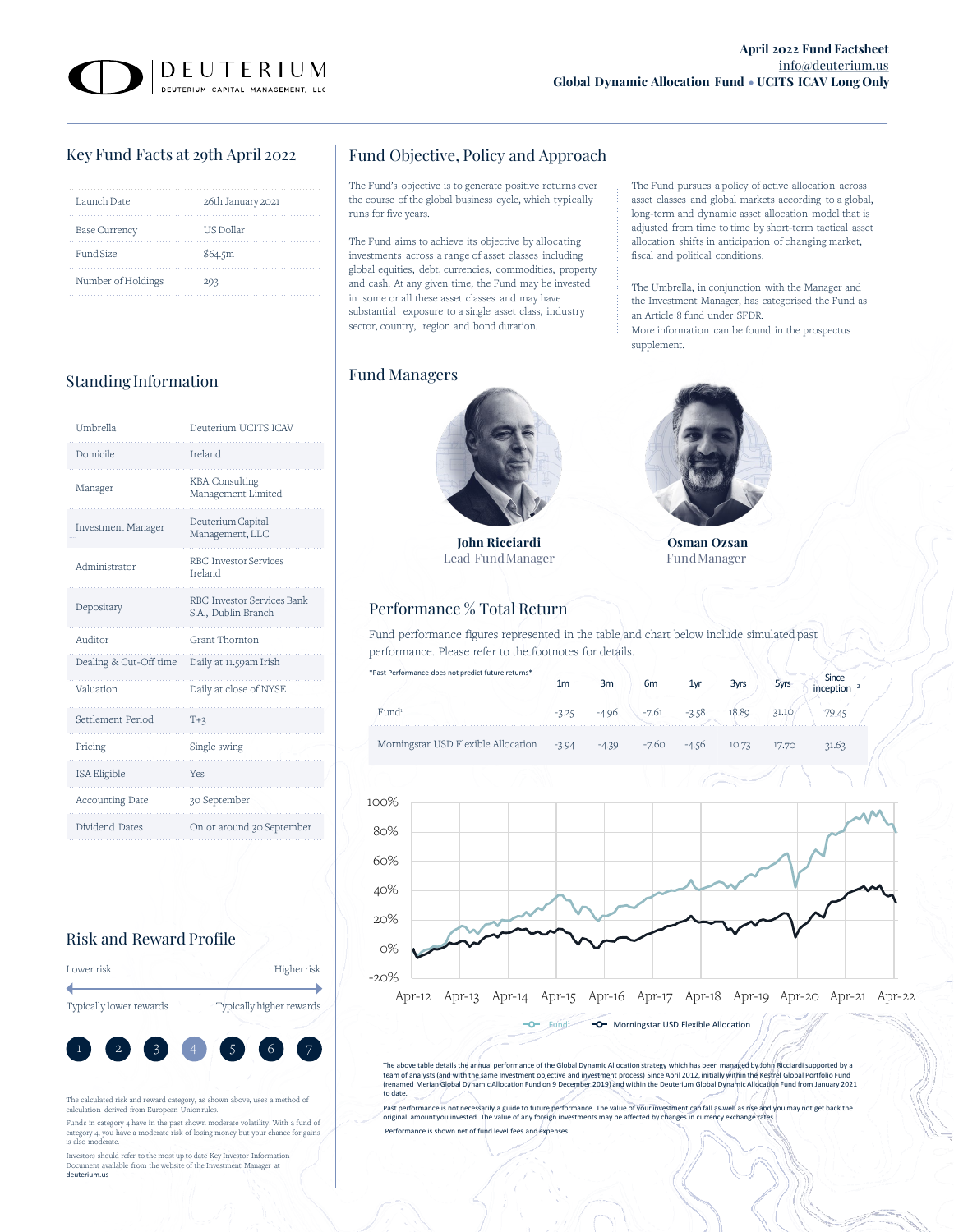# DEUTERIUM

DEUTERIUM CAPITAL MANAGEMENT, LLC

**April 2022 Fund Factsheet**
info@deuterium.us
**Global Dynamic Allocation Fund • UCITS ICAV Long Only**

## Key Fund Facts at 29th April 2022

| | |
|---|---|
| Launch Date | 26th January 2021 |
| Base Currency | US Dollar |
| Fund Size | $64.5m |
| Number of Holdings | 293 |

## Standing Information

| | |
|---|---|
| Umbrella | Deuterium UCITS ICAV |
| Domicile | Ireland |
| Manager | KBA Consulting Management Limited |
| Investment Manager | Deuterium Capital Management, LLC |
| Administrator | RBC Investor Services Ireland |
| Depositary | RBC Investor Services Bank S.A., Dublin Branch |
| Auditor | Grant Thornton |
| Dealing & Cut-Off time | Daily at 11.59am Irish |
| Valuation | Daily at close of NYSE |
| Settlement Period | T+3 |
| Pricing | Single swing |
| ISA Eligible | Yes |
| Accounting Date | 30 September |
| Dividend Dates | On or around 30 September |

## Risk and Reward Profile

Lower risk — Higher risk

Typically lower rewards — Typically higher rewards

1 2 3 **4** 5 6 7

The calculated risk and reward category, as shown above, uses a method of calculation derived from European Union rules.

Funds in category 4 have in the past shown moderate volatility. With a fund of category 4, you have a moderate risk of losing money but your chance for gains is also moderate.

Investors should refer to the most up to date Key Investor Information Document available from the website of the Investment Manager at deuterium.us

## Fund Objective, Policy and Approach

The Fund's objective is to generate positive returns over the course of the global business cycle, which typically runs for five years.

The Fund aims to achieve its objective by allocating investments across a range of asset classes including global equities, debt, currencies, commodities, property and cash. At any given time, the Fund may be invested in some or all these asset classes and may have substantial exposure to a single asset class, industry sector, country, region and bond duration.

The Fund pursues a policy of active allocation across asset classes and global markets according to a global, long-term and dynamic asset allocation model that is adjusted from time to time by short-term tactical asset allocation shifts in anticipation of changing market, fiscal and political conditions.

The Umbrella, in conjunction with the Manager and the Investment Manager, has categorised the Fund as an Article 8 fund under SFDR.
More information can be found in the prospectus supplement.

## Fund Managers

**John Ricciardi**
Lead Fund Manager

**Osman Ozsan**
Fund Manager

## Performance % Total Return

Fund performance figures represented in the table and chart below include simulated past performance. Please refer to the footnotes for details.

*Past Performance does not predict future returns*

| | 1m | 3m | 6m | 1yr | 3yrs | 5yrs | Since inception [2] |
|---|---|---|---|---|---|---|---|
| Fund[1] | -3.25 | -4.96 | -7.61 | -3.58 | 18.89 | 31.10 | 79.45 |
| Morningstar USD Flexible Allocation | -3.94 | -4.39 | -7.60 | -4.56 | 10.73 | 17.70 | 31.63 |

Fund[1] — Morningstar USD Flexible Allocation

The above table details the annual performance of the Global Dynamic Allocation strategy which has been managed by John Ricciardi supported by a team of analysts (and with the same Investment objective and investment process) Since April 2012, initially within the Kestrel Global Portfolio Fund (renamed Merian Global Dynamic Allocation Fund on 9 December 2019) and within the Deuterium Global Dynamic Allocation Fund from January 2021 to date.

Past performance is not necessarily a guide to future performance. The value of your investment can fall as well as rise and you may not get back the original amount you invested. The value of any foreign investments may be affected by changes in currency exchange rates.

Performance is shown net of fund level fees and expenses.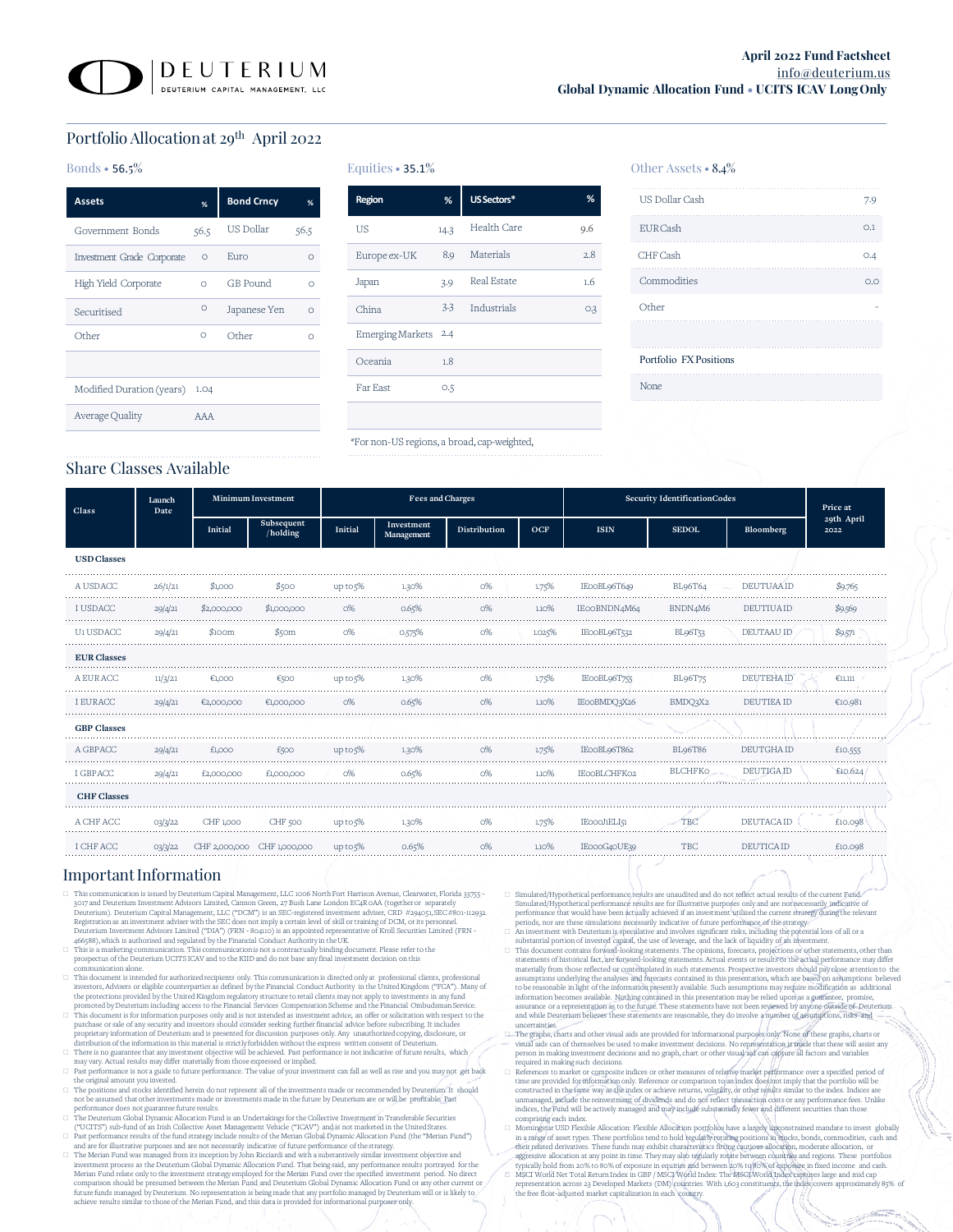DEUTERIUM
DEUTERIUM CAPITAL MANAGEMENT, LLC

**April 2022 Fund Factsheet**
info@deuterium.us
**Global Dynamic Allocation Fund • UCITS ICAV Long Only**

## Portfolio Allocation at 29th April 2022

### Bonds • 56.5%

| Assets | % | Bond Crncy | % |
|---|---|---|---|
| Government Bonds | 56.5 | US Dollar | 56.5 |
| Investment Grade Corporate | 0 | Euro | 0 |
| High Yield Corporate | 0 | GB Pound | 0 |
| Securitised | 0 | Japanese Yen | 0 |
| Other | 0 | Other | 0 |
| | | | |
| Modified Duration (years) | 1.04 | | |
| Average Quality | AAA | | |

### Equities • 35.1%

| Region | % | US Sectors* | % |
|---|---|---|---|
| US | 14.3 | Health Care | 9.6 |
| Europe ex-UK | 8.9 | Materials | 2.8 |
| Japan | 3.9 | Real Estate | 1.6 |
| China | 3.3 | Industrials | 0.3 |
| Emerging Markets | 2.4 | | |
| Oceania | 1.8 | | |
| Far East | 0.5 | | |

*For non-US regions, a broad, cap-weighted,

### Other Assets • 8.4%

| | |
|---|---|
| US Dollar Cash | 7.9 |
| EUR Cash | 0.1 |
| CHF Cash | 0.4 |
| Commodities | 0.0 |
| Other | - |

Portfolio FX Positions

None

## Share Classes Available

| Class | Launch Date | Minimum Investment | | Fees and Charges | | | | Security Identification Codes | | | Price at 29th April 2022 |
|---|---|---|---|---|---|---|---|---|---|---|---|
| | | Initial | Subsequent / holding | Initial | Investment Management | Distribution | OCF | ISIN | SEDOL | Bloomberg | |
| **USD Classes** | | | | | | | | | | | |
| A USDACC | 26/1/21 | $1,000 | $500 | up to 5% | 1.30% | 0% | 1.75% | IE00BL96T649 | BL96T64 | DEUTUAA ID | $9.765 |
| I USDACC | 29/4/21 | $2,000,000 | $1,000,000 | 0% | 0.65% | 0% | 1.10% | IE00BNDN4M64 | BNDN4M6 | DEUTUIA ID | $9.569 |
| U1 USDACC | 29/4/21 | $100m | $50m | 0% | 0.575% | 0% | 1.025% | IE00BL96T532 | BL96T53 | DEUTAAU ID | $9.571 |
| **EUR Classes** | | | | | | | | | | | |
| A EUR ACC | 11/3/21 | €1,000 | €500 | up to 5% | 1.30% | 0% | 1.75% | IE00BL96T755 | BL96T75 | DEUTEHA ID | €11.111 |
| I EURACC | 29/4/21 | €2,000,000 | €1,000,000 | 0% | 0.65% | 0% | 1.10% | IE00BMDQ3X26 | BMDQ3X2 | DEUTIEA ID | €10.981 |
| **GBP Classes** | | | | | | | | | | | |
| A GBPACC | 29/4/21 | £1,000 | £500 | up to 5% | 1.30% | 0% | 1.75% | IE00BL96T862 | BL96T86 | DEUTGHA ID | £10.555 |
| I GBPACC | 29/4/21 | £2,000,000 | £1,000,000 | 0% | 0.65% | 0% | 1.10% | IE00BLCHFK02 | BLCHFK0 | DEUTIGA ID | £10.624 |
| **CHF Classes** | | | | | | | | | | | |
| A CHF ACC | 03/3/22 | CHF 1,000 | CHF 500 | up to 5% | 1.30% | 0% | 1.75% | IE000J1EL151 | TBC | DEUTACA ID | £10.098 |
| I CHF ACC | 03/3/22 | CHF 2,000,000 | CHF 1,000,000 | up to 5% | 0.65% | 0% | 1.10% | IE000G40UE39 | TBC | DEUTICA ID | £10.098 |

## Important Information

- This communication is issued by Deuterium Capital Management, LLC 1006 North Fort Harrison Avenue, Clearwater, Florida 33755-3017 and Deuterium Investment Advisors Limited, Cannon Green, 27 Bush Lane London EC4R 0AA (together or separately Deuterium). Deuterium Capital Management, LLC ("DCM") is an SEC-registered investment adviser, CRD #294051, SEC #801-112932. Registration as an investment adviser with the SEC does not imply a certain level of skill or training of DCM, or its personnel. Deuterium Investment Advisors Limited ("DIA") (FRN - 804110) is an appointed representative of Kroll Securities Limited (FRN - 466588), which is authorised and regulated by the Financial Conduct Authority in the UK.
- This is a marketing communication. This communication is not a contractually binding document. Please refer to the prospectus of the Deuterium UCITS ICAV and to the KIID and do not base any final investment decision on this communication alone.
- This document is intended for authorized recipients only. This communication is directed only at professional clients, professional investors, Advisors or eligible counterparties as defined by the Financial Conduct Authority in the United Kingdom ("FCA"). Many of the protections provided by the United Kingdom regulatory structure to retail clients may not apply to investments in any fund promoted by Deuterium including access to the Financial Services Compensation Scheme and the Financial Ombudsman Service.
- This document is for information purposes only and is not intended as investment advice, an offer or solicitation with respect to the purchase or sale of any security and investors should consider seeking further financial advice before subscribing. It includes proprietary information of Deuterium and is presented for discussion purposes only. Any unauthorized copying, disclosure, or distribution of the information in this material is strictly forbidden without the express written consent of Deuterium.
- There is no guarantee that any investment objective will be achieved. Past performance is not indicative of future results, which may vary. Actual results may differ materially from those expressed or implied.
- Past performance is not a guide to future performance. The value of your investment can fall as well as rise and you may not get back the original amount you invested.
- The positions and stocks identified herein do not represent all of the investments made or recommended by Deuterium. It should not be assumed that other investments or investments made in the future by Deuterium are or will be profitable. Past performance does not guarantee future results.
- The Deuterium Global Dynamic Allocation Fund is an Undertakings for the Collective Investment in Transferable Securities ("UCITS") sub-fund of an Irish Collective Asset Management Vehicle ("ICAV") and is not marketed in the United States.
- Past performance results of the fund strategy include results of the Merian Global Dynamic Allocation Fund (the "Merian Fund") and are for illustrative purposes and are not necessarily indicative of future performance of the strategy.
- The Merian Fund was managed from its inception by John Ricciardi and with a substantively similar investment objective and investment process as the Deuterium Global Dynamic Allocation Fund. That being said, any performance results portrayed for the Merian Fund relate only to the investment strategy employed for the Merian Fund over the specified investment period. No direct comparison should be presumed between the Merian Fund and Deuterium Global Dynamic Allocation Fund or any other current or future funds managed by Deuterium. No representation is being made that any portfolio managed by Deuterium will or is likely to achieve results similar to those of the Merian Fund, and this data is provided for informational purposes only.
- Simulated/Hypothetical performance results are unaudited and do not reflect actual results of the current Fund. Simulated/Hypothetical performance results are for illustrative purposes only and are not necessarily indicative of performance that would have been actually achieved if an investment utilized the current strategy during the relevant periods, nor are these simulations necessarily indicative of future performance of the strategy.
- An investment with Deuterium is speculative and involves significant risks, including the potential loss of all or a substantial portion of invested capital, the use of leverage, and the lack of liquidity of an investment.
- This document contains forward-looking statements. The opinions, forecasts, projections or other statements, other than statements of historical fact, are forward-looking statements. Actual events or results or the actual performance may differ materially from those reflected or contemplated in such statements. Prospective investors should pay close attention to the assumptions underlying the analyses and forecasts contained in this presentation, which are based on assumptions believed to be reasonable in light of the information presently available. Such assumptions may require modification as additional information becomes available. Nothing contained in this presentation may be relied upon as a guarantee, promise, assurance or a representation as to the future. These statements have not been reviewed by anyone outside of Deuterium and while Deuterium believes these statements are reasonable, they do involve a number of assumptions, risks and uncertainties.
- The graphs, charts and other visual aids are provided for informational purposes only. None of these graphs, charts or visual aids can of themselves be used to make investment decisions. No representation is made that these will assist any person in making investment decisions and no graph, chart or other visual aid can capture all factors and variables required in making such decisions.
- References to market or composite indices or other measures of relative market performance over a specified period of time are provided for information only. Reference or comparison to an index does not imply that the portfolio will be constructed in the same way as the index or achieve returns, volatility, or other results similar to the index. Indices are unmanaged, include the reinvestment of dividends and do not reflect transaction costs or any performance fees. Unlike indices, the Fund will be actively managed and may include substantially fewer and different securities than those comprising each index.
- Morningstar USD Flexible Allocation: Flexible Allocation portfolios have a largely unconstrained mandate to invest globally in a range of asset types. These portfolios tend to hold regularly rotating positions in stocks, bonds, commodities, cash and their related derivatives. These funds may exhibit characteristics fitting cautious allocation, moderate allocation, or aggressive allocation at any point in time. They may also regularly rotate between countries and regions. These portfolios typically hold from 20% to 80% of exposure in equities and between 20% to 80% of exposure in fixed income and cash.
- MSCI World Net Total Return Index in GBP / MSCI World Index: The MSCI World Index captures large and mid cap representation across 23 Developed Markets (DM) countries. With 1,603 constituents, the index covers approximately 85% of the free float-adjusted market capitalization in each country.